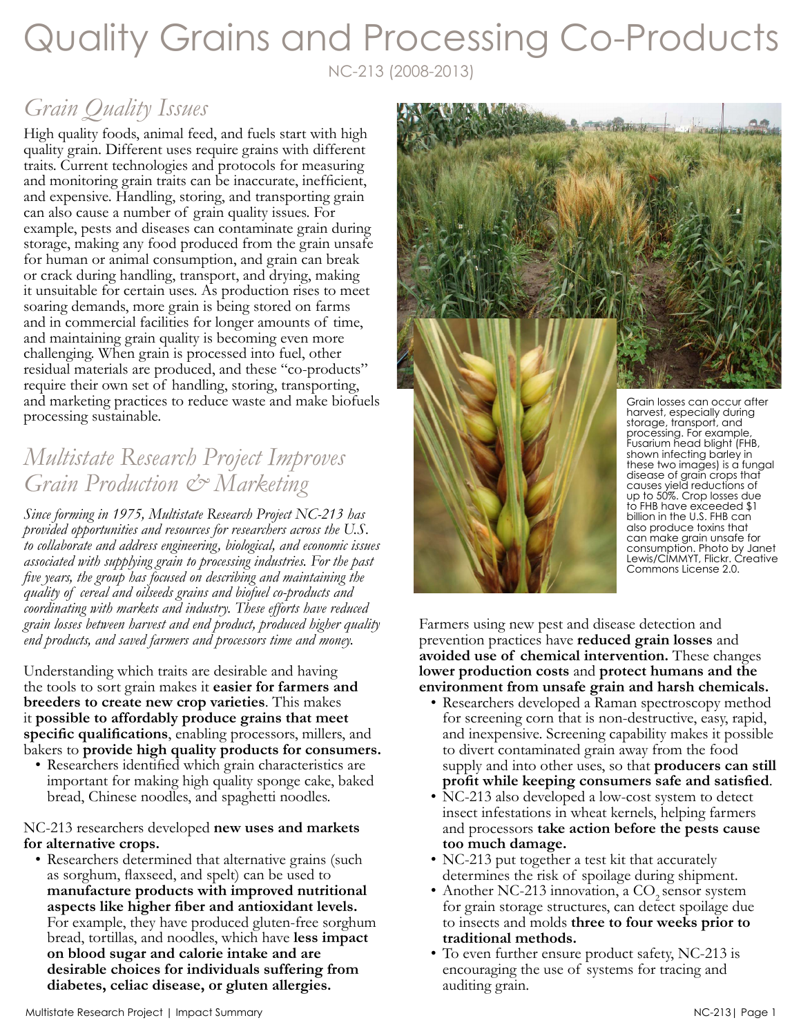# Quality Grains and Processing Co-Products

NC-213 (2008-2013)

## *Grain Quality Issues*

High quality foods, animal feed, and fuels start with high quality grain. Different uses require grains with different traits. Current technologies and protocols for measuring and monitoring grain traits can be inaccurate, inefficient, and expensive. Handling, storing, and transporting grain can also cause a number of grain quality issues. For example, pests and diseases can contaminate grain during storage, making any food produced from the grain unsafe for human or animal consumption, and grain can break or crack during handling, transport, and drying, making it unsuitable for certain uses. As production rises to meet soaring demands, more grain is being stored on farms and in commercial facilities for longer amounts of time, and maintaining grain quality is becoming even more challenging. When grain is processed into fuel, other residual materials are produced, and these "co-products" require their own set of handling, storing, transporting, and marketing practices to reduce waste and make biofuels processing sustainable.

## *Multistate Research Project Improves Grain Production & Marketing*

*Since forming in 1975, Multistate Research Project NC-213 has provided opportunities and resources for researchers across the U.S. to collaborate and address engineering, biological, and economic issues associated with supplying grain to processing industries. For the past five years, the group has focused on describing and maintaining the quality of cereal and oilseeds grains and biofuel co-products and coordinating with markets and industry. These efforts have reduced grain losses between harvest and end product, produced higher quality end products, and saved farmers and processors time and money.*

Understanding which traits are desirable and having the tools to sort grain makes it **easier for farmers and breeders to create new crop varieties**. This makes it **possible to affordably produce grains that meet specific qualifications**, enabling processors, millers, and bakers to **provide high quality products for consumers.**

- Researchers identified which grain characteristics are important for making high quality sponge cake, baked bread, Chinese noodles, and spaghetti noodles.

NC-213 researchers developed **new uses and markets for alternative crops.**

- Researchers determined that alternative grains (such as sorghum, flaxseed, and spelt) can be used to **manufacture products with improved nutritional aspects like higher fiber and antioxidant levels.** For example, they have produced gluten-free sorghum bread, tortillas, and noodles, which have **less impact on blood sugar and calorie intake and are desirable choices for individuals suffering from diabetes, celiac disease, or gluten allergies.**

Grain losses can occur after harvest, especially during storage, transport, and processing. For example, Fusarium head blight (FHB, shown infecting barley in these two images) is a fungal disease of grain crops that causes yield reductions of up to 50%. Crop losses due to FHB have exceeded $1 billion in the U.S. FHB can also produce toxins that can make grain unsafe for consumption. Photo by Janet Lewis/CIMMYT, Flickr. Creative Commons License 2.0.

Farmers using new pest and disease detection and prevention practices have **reduced grain losses** and **avoided use of chemical intervention.** These changes **lower production costs** and **protect humans and the environment from unsafe grain and harsh chemicals.**

- Researchers developed a Raman spectroscopy method for screening corn that is non-destructive, easy, rapid, and inexpensive. Screening capability makes it possible to divert contaminated grain away from the food supply and into other uses, so that **producers can still profit while keeping consumers safe and satisfied**.
- NC-213 also developed a low-cost system to detect insect infestations in wheat kernels, helping farmers and processors **take action before the pests cause too much damage.**
- NC-213 put together a test kit that accurately determines the risk of spoilage during shipment.
- Another NC-213 innovation, a $CO_2$ sensor system for grain storage structures, can detect spoilage due to insects and molds **three to four weeks prior to traditional methods.**
- To even further ensure product safety, NC-213 is encouraging the use of systems for tracing and auditing grain.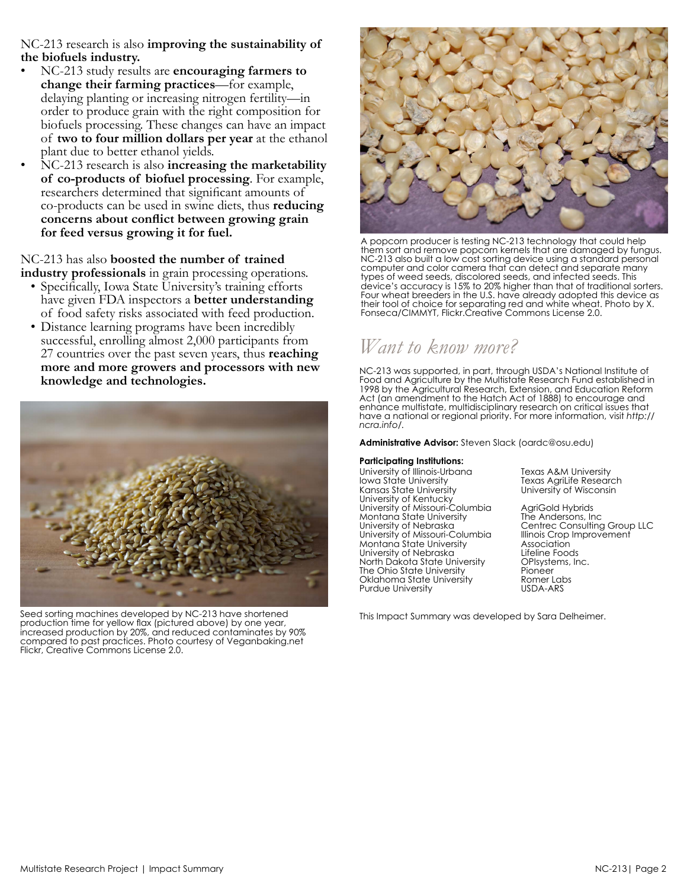NC-213 research is also **improving the sustainability of the biofuels industry.**

- NC-213 study results are **encouraging farmers to change their farming practices**—for example, delaying planting or increasing nitrogen fertility—in order to produce grain with the right composition for biofuels processing. These changes can have an impact of **two to four million dollars per year** at the ethanol plant due to better ethanol yields.
- NC-213 research is also **increasing the marketability of co-products of biofuel processing**. For example, researchers determined that significant amounts of co-products can be used in swine diets, thus **reducing concerns about conflict between growing grain for feed versus growing it for fuel.**

NC-213 has also **boosted the number of trained industry professionals** in grain processing operations.

- Specifically, Iowa State University's training efforts have given FDA inspectors a **better understanding** of food safety risks associated with feed production.
- Distance learning programs have been incredibly successful, enrolling almost 2,000 participants from 27 countries over the past seven years, thus **reaching more and more growers and processors with new knowledge and technologies.**

Seed sorting machines developed by NC-213 have shortened production time for yellow flax (pictured above) by one year, increased production by 20%, and reduced contaminates by 90% compared to past practices. Photo courtesy of Veganbaking.net Flickr, Creative Commons License 2.0.

A popcorn producer is testing NC-213 technology that could help them sort and remove popcorn kernels that are damaged by fungus. NC-213 also built a low cost sorting device using a standard personal computer and color camera that can detect and separate many types of weed seeds, discolored seeds, and infected seeds. This device's accuracy is 15% to 20% higher than that of traditional sorters. Four wheat breeders in the U.S. have already adopted this device as their tool of choice for separating red and white wheat. Photo by X. Fonseca/CIMMYT, Flickr.Creative Commons License 2.0.

## *Want to know more?*

NC-213 was supported, in part, through USDA's National Institute of Food and Agriculture by the Multistate Research Fund established in 1998 by the Agricultural Research, Extension, and Education Reform Act (an amendment to the Hatch Act of 1888) to encourage and enhance multistate, multidisciplinary research on critical issues that have a national or regional priority. For more information, visit *http://ncra.info/*.

**Administrative Advisor:** Steven Slack (oardc@osu.edu)

**Participating Institutions:**

University of Illinois-Urbana
Iowa State University
Kansas State University
University of Kentucky
University of Missouri-Columbia
Montana State University
University of Nebraska
University of Missouri-Columbia
Montana State University
University of Nebraska
North Dakota State University
The Ohio State University
Oklahoma State University
Purdue University
Texas A&M University
Texas AgriLife Research
University of Wisconsin

AgriGold Hybrids
The Andersons, Inc
Centrec Consulting Group LLC
Illinois Crop Improvement Association
Lifeline Foods
OPIsystems, Inc.
Pioneer
Romer Labs
USDA-ARS

This Impact Summary was developed by Sara Delheimer.